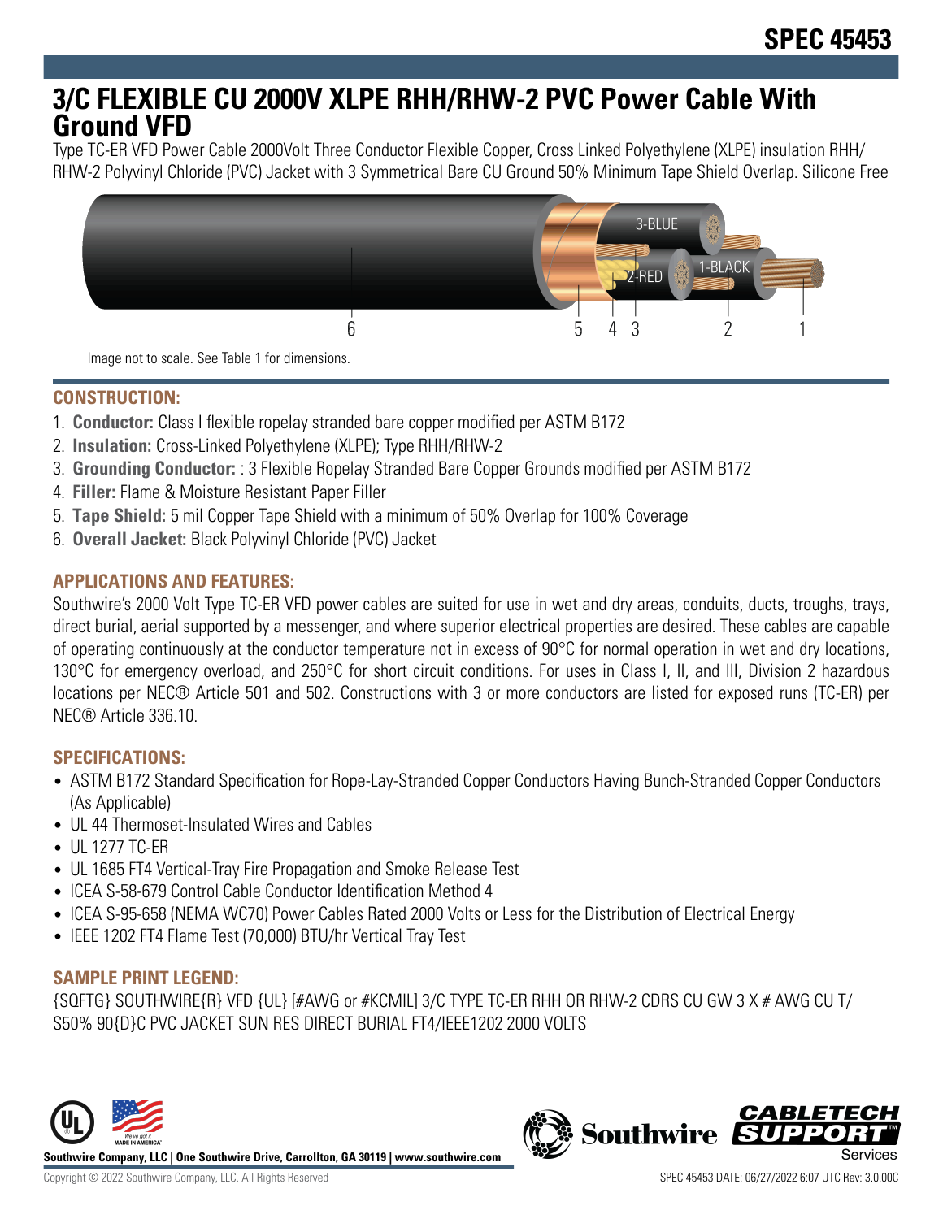# SPEC 45453

## 3/C FLEXIBLE CU 2000V XLPE RHH/RHW-2 PVC Power Cable With Ground VFD

Type TC-ER VFD Power Cable 2000Volt Three Conductor Flexible Copper, Cross Linked Polyethylene (XLPE) insulation RHH/RHW-2 Polyvinyl Chloride (PVC) Jacket with 3 Symmetrical Bare CU Ground 50% Minimum Tape Shield Overlap. Silicone Free

3-BLUE
2-RED
1-BLACK
6 5 4 3 2 1

Image not to scale. See Table 1 for dimensions.

### CONSTRUCTION:

1. **Conductor:** Class I flexible ropelay stranded bare copper modified per ASTM B172
2. **Insulation:** Cross-Linked Polyethylene (XLPE); Type RHH/RHW-2
3. **Grounding Conductor:** : 3 Flexible Ropelay Stranded Bare Copper Grounds modified per ASTM B172
4. **Filler:** Flame & Moisture Resistant Paper Filler
5. **Tape Shield:** 5 mil Copper Tape Shield with a minimum of 50% Overlap for 100% Coverage
6. **Overall Jacket:** Black Polyvinyl Chloride (PVC) Jacket

### APPLICATIONS AND FEATURES:

Southwire's 2000 Volt Type TC-ER VFD power cables are suited for use in wet and dry areas, conduits, ducts, troughs, trays, direct burial, aerial supported by a messenger, and where superior electrical properties are desired. These cables are capable of operating continuously at the conductor temperature not in excess of 90°C for normal operation in wet and dry locations, 130°C for emergency overload, and 250°C for short circuit conditions. For uses in Class I, II, and III, Division 2 hazardous locations per NEC® Article 501 and 502. Constructions with 3 or more conductors are listed for exposed runs (TC-ER) per NEC® Article 336.10.

### SPECIFICATIONS:

- ASTM B172 Standard Specification for Rope-Lay-Stranded Copper Conductors Having Bunch-Stranded Copper Conductors (As Applicable)
- UL 44 Thermoset-Insulated Wires and Cables
- UL 1277 TC-ER
- UL 1685 FT4 Vertical-Tray Fire Propagation and Smoke Release Test
- ICEA S-58-679 Control Cable Conductor Identification Method 4
- ICEA S-95-658 (NEMA WC70) Power Cables Rated 2000 Volts or Less for the Distribution of Electrical Energy
- IEEE 1202 FT4 Flame Test (70,000) BTU/hr Vertical Tray Test

### SAMPLE PRINT LEGEND:

{SQFTG} SOUTHWIRE{R} VFD {UL} [#AWG or #KCMIL] 3/C TYPE TC-ER RHH OR RHW-2 CDRS CU GW 3 X # AWG CU T/S50% 90{D}C PVC JACKET SUN RES DIRECT BURIAL FT4/IEEE1202 2000 VOLTS

**Southwire Company, LLC | One Southwire Drive, Carrollton, GA 30119 | www.southwire.com**

Copyright © 2022 Southwire Company, LLC. All Rights Reserved

SPEC 45453 DATE: 06/27/2022 6:07 UTC Rev: 3.0.00C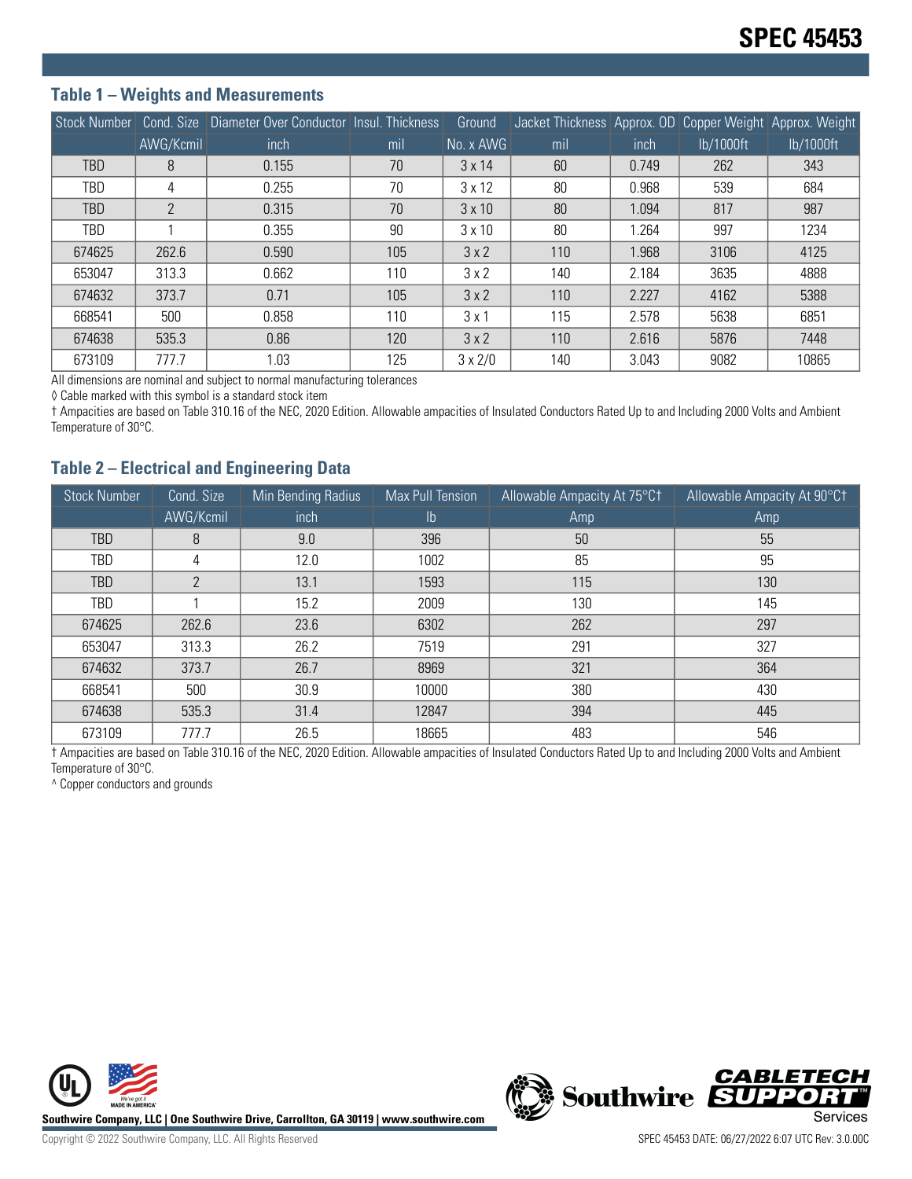### Table 1 – Weights and Measurements

| Stock Number | Cond. Size | Diameter Over Conductor | Insul. Thickness | Ground | Jacket Thickness | Approx. OD | Copper Weight | Approx. Weight |
|---|---|---|---|---|---|---|---|---|
| | AWG/Kcmil | inch | mil | No. x AWG | mil | inch | lb/1000ft | lb/1000ft |
| TBD | 8 | 0.155 | 70 | 3 x 14 | 60 | 0.749 | 262 | 343 |
| TBD | 4 | 0.255 | 70 | 3 x 12 | 80 | 0.968 | 539 | 684 |
| TBD | 2 | 0.315 | 70 | 3 x 10 | 80 | 1.094 | 817 | 987 |
| TBD | 1 | 0.355 | 90 | 3 x 10 | 80 | 1.264 | 997 | 1234 |
| 674625 | 262.6 | 0.590 | 105 | 3 x 2 | 110 | 1.968 | 3106 | 4125 |
| 653047 | 313.3 | 0.662 | 110 | 3 x 2 | 140 | 2.184 | 3635 | 4888 |
| 674632 | 373.7 | 0.71 | 105 | 3 x 2 | 110 | 2.227 | 4162 | 5388 |
| 668541 | 500 | 0.858 | 110 | 3 x 1 | 115 | 2.578 | 5638 | 6851 |
| 674638 | 535.3 | 0.86 | 120 | 3 x 2 | 110 | 2.616 | 5876 | 7448 |
| 673109 | 777.7 | 1.03 | 125 | 3 x 2/0 | 140 | 3.043 | 9082 | 10865 |

All dimensions are nominal and subject to normal manufacturing tolerances

◊ Cable marked with this symbol is a standard stock item

† Ampacities are based on Table 310.16 of the NEC, 2020 Edition. Allowable ampacities of Insulated Conductors Rated Up to and Including 2000 Volts and Ambient Temperature of 30°C.

### Table 2 – Electrical and Engineering Data

| Stock Number | Cond. Size | Min Bending Radius | Max Pull Tension | Allowable Ampacity At 75°C† | Allowable Ampacity At 90°C† |
|---|---|---|---|---|---|
| | AWG/Kcmil | inch | lb | Amp | Amp |
| TBD | 8 | 9.0 | 396 | 50 | 55 |
| TBD | 4 | 12.0 | 1002 | 85 | 95 |
| TBD | 2 | 13.1 | 1593 | 115 | 130 |
| TBD | 1 | 15.2 | 2009 | 130 | 145 |
| 674625 | 262.6 | 23.6 | 6302 | 262 | 297 |
| 653047 | 313.3 | 26.2 | 7519 | 291 | 327 |
| 674632 | 373.7 | 26.7 | 8969 | 321 | 364 |
| 668541 | 500 | 30.9 | 10000 | 380 | 430 |
| 674638 | 535.3 | 31.4 | 12847 | 394 | 445 |
| 673109 | 777.7 | 26.5 | 18665 | 483 | 546 |

† Ampacities are based on Table 310.16 of the NEC, 2020 Edition. Allowable ampacities of Insulated Conductors Rated Up to and Including 2000 Volts and Ambient Temperature of 30°C.

^ Copper conductors and grounds

Southwire Company, LLC | One Southwire Drive, Carrollton, GA 30119 | www.southwire.com

Copyright © 2022 Southwire Company, LLC. All Rights Reserved

SPEC 45453 DATE: 06/27/2022 6:07 UTC Rev: 3.0.00C